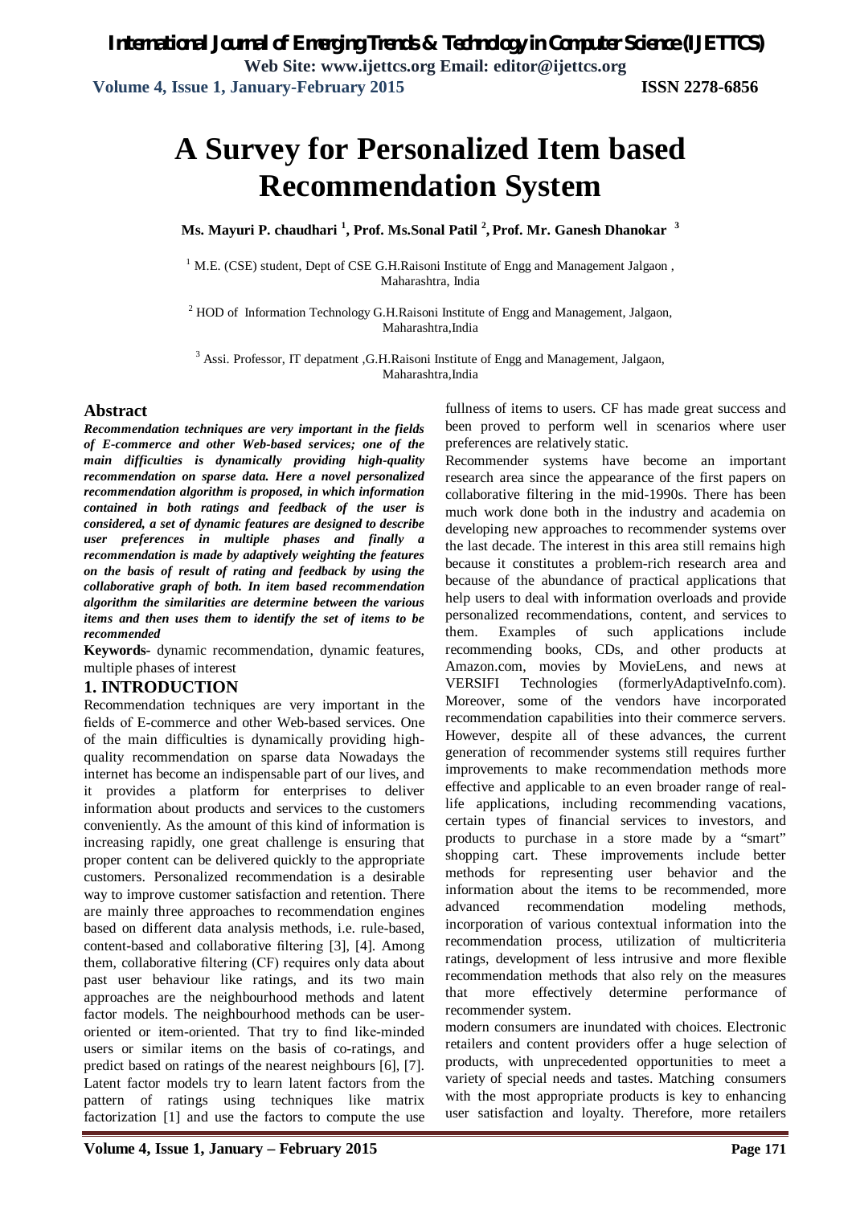# A Survey for Personalized Item based Recommendation System

**Ms. Mayuri P. chaudhari [1], Prof. Ms.Sonal Patil [2], Prof. Mr. Ganesh Dhanokar [3]**

[1] M.E. (CSE) student, Dept of CSE G.H.Raisoni Institute of Engg and Management Jalgaon , Maharashtra, India

[2] HOD of Information Technology G.H.Raisoni Institute of Engg and Management, Jalgaon, Maharashtra,India

[3] Assi. Professor, IT depatment ,G.H.Raisoni Institute of Engg and Management, Jalgaon, Maharashtra,India

## Abstract

***Recommendation techniques are very important in the fields of E-commerce and other Web-based services; one of the main difficulties is dynamically providing high-quality recommendation on sparse data. Here a novel personalized recommendation algorithm is proposed, in which information contained in both ratings and feedback of the user is considered, a set of dynamic features are designed to describe user preferences in multiple phases and finally a recommendation is made by adaptively weighting the features on the basis of result of rating and feedback by using the collaborative graph of both. In item based recommendation algorithm the similarities are determine between the various items and then uses them to identify the set of items to be recommended***

**Keywords-** dynamic recommendation, dynamic features, multiple phases of interest

## 1. INTRODUCTION

Recommendation techniques are very important in the fields of E-commerce and other Web-based services. One of the main difficulties is dynamically providing high-quality recommendation on sparse data Nowadays the internet has become an indispensable part of our lives, and it provides a platform for enterprises to deliver information about products and services to the customers conveniently. As the amount of this kind of information is increasing rapidly, one great challenge is ensuring that proper content can be delivered quickly to the appropriate customers. Personalized recommendation is a desirable way to improve customer satisfaction and retention. There are mainly three approaches to recommendation engines based on different data analysis methods, i.e. rule-based, content-based and collaborative filtering [3], [4]. Among them, collaborative filtering (CF) requires only data about past user behaviour like ratings, and its two main approaches are the neighbourhood methods and latent factor models. The neighbourhood methods can be user-oriented or item-oriented. That try to find like-minded users or similar items on the basis of co-ratings, and predict based on ratings of the nearest neighbours [6], [7]. Latent factor models try to learn latent factors from the pattern of ratings using techniques like matrix factorization [1] and use the factors to compute the use fullness of items to users. CF has made great success and been proved to perform well in scenarios where user preferences are relatively static.

Recommender systems have become an important research area since the appearance of the first papers on collaborative filtering in the mid-1990s. There has been much work done both in the industry and academia on developing new approaches to recommender systems over the last decade. The interest in this area still remains high because it constitutes a problem-rich research area and because of the abundance of practical applications that help users to deal with information overloads and provide personalized recommendations, content, and services to them. Examples of such applications include recommending books, CDs, and other products at Amazon.com, movies by MovieLens, and news at VERSIFI Technologies (formerlyAdaptiveInfo.com). Moreover, some of the vendors have incorporated recommendation capabilities into their commerce servers. However, despite all of these advances, the current generation of recommender systems still requires further improvements to make recommendation methods more effective and applicable to an even broader range of real-life applications, including recommending vacations, certain types of financial services to investors, and products to purchase in a store made by a "smart" shopping cart. These improvements include better methods for representing user behavior and the information about the items to be recommended, more advanced recommendation modeling methods, incorporation of various contextual information into the recommendation process, utilization of multicriteria ratings, development of less intrusive and more flexible recommendation methods that also rely on the measures that more effectively determine performance of recommender system.

modern consumers are inundated with choices. Electronic retailers and content providers offer a huge selection of products, with unprecedented opportunities to meet a variety of special needs and tastes. Matching consumers with the most appropriate products is key to enhancing user satisfaction and loyalty. Therefore, more retailers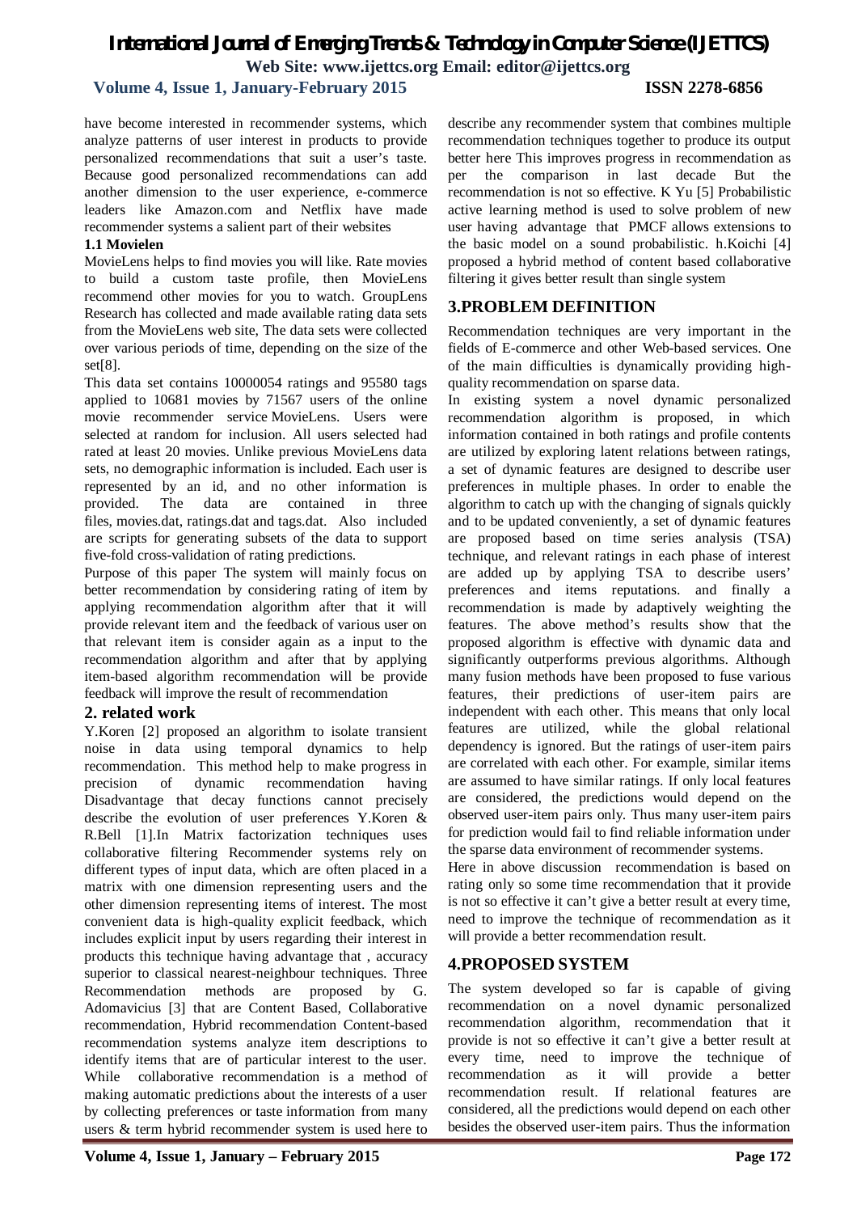have become interested in recommender systems, which analyze patterns of user interest in products to provide personalized recommendations that suit a user's taste. Because good personalized recommendations can add another dimension to the user experience, e-commerce leaders like Amazon.com and Netflix have made recommender systems a salient part of their websites

### 1.1 Movielen

MovieLens helps to find movies you will like. Rate movies to build a custom taste profile, then MovieLens recommend other movies for you to watch. GroupLens Research has collected and made available rating data sets from the MovieLens web site, The data sets were collected over various periods of time, depending on the size of the set[8].

This data set contains 10000054 ratings and 95580 tags applied to 10681 movies by 71567 users of the online movie recommender service MovieLens. Users were selected at random for inclusion. All users selected had rated at least 20 movies. Unlike previous MovieLens data sets, no demographic information is included. Each user is represented by an id, and no other information is provided. The data are contained in three files, movies.dat, ratings.dat and tags.dat. Also included are scripts for generating subsets of the data to support five-fold cross-validation of rating predictions.

Purpose of this paper The system will mainly focus on better recommendation by considering rating of item by applying recommendation algorithm after that it will provide relevant item and the feedback of various user on that relevant item is consider again as a input to the recommendation algorithm and after that by applying item-based algorithm recommendation will be provide feedback will improve the result of recommendation

## 2. related work

Y.Koren [2] proposed an algorithm to isolate transient noise in data using temporal dynamics to help recommendation. This method help to make progress in precision of dynamic recommendation having Disadvantage that decay functions cannot precisely describe the evolution of user preferences Y.Koren & R.Bell [1].In Matrix factorization techniques uses collaborative filtering Recommender systems rely on different types of input data, which are often placed in a matrix with one dimension representing users and the other dimension representing items of interest. The most convenient data is high-quality explicit feedback, which includes explicit input by users regarding their interest in products this technique having advantage that , accuracy superior to classical nearest-neighbour techniques. Three Recommendation methods are proposed by G. Adomavicius [3] that are Content Based, Collaborative recommendation, Hybrid recommendation Content-based recommendation systems analyze item descriptions to identify items that are of particular interest to the user. While collaborative recommendation is a method of making automatic predictions about the interests of a user by collecting preferences or taste information from many users & term hybrid recommender system is used here to describe any recommender system that combines multiple recommendation techniques together to produce its output better here This improves progress in recommendation as per the comparison in last decade But the recommendation is not so effective. K Yu [5] Probabilistic active learning method is used to solve problem of new user having advantage that PMCF allows extensions to the basic model on a sound probabilistic. h.Koichi [4] proposed a hybrid method of content based collaborative filtering it gives better result than single system

## 3.PROBLEM DEFINITION

Recommendation techniques are very important in the fields of E-commerce and other Web-based services. One of the main difficulties is dynamically providing high-quality recommendation on sparse data.

In existing system a novel dynamic personalized recommendation algorithm is proposed, in which information contained in both ratings and profile contents are utilized by exploring latent relations between ratings, a set of dynamic features are designed to describe user preferences in multiple phases. In order to enable the algorithm to catch up with the changing of signals quickly and to be updated conveniently, a set of dynamic features are proposed based on time series analysis (TSA) technique, and relevant ratings in each phase of interest are added up by applying TSA to describe users' preferences and items reputations. and finally a recommendation is made by adaptively weighting the features. The above method's results show that the proposed algorithm is effective with dynamic data and significantly outperforms previous algorithms. Although many fusion methods have been proposed to fuse various features, their predictions of user-item pairs are independent with each other. This means that only local features are utilized, while the global relational dependency is ignored. But the ratings of user-item pairs are correlated with each other. For example, similar items are assumed to have similar ratings. If only local features are considered, the predictions would depend on the observed user-item pairs only. Thus many user-item pairs for prediction would fail to find reliable information under the sparse data environment of recommender systems.

Here in above discussion recommendation is based on rating only so some time recommendation that it provide is not so effective it can't give a better result at every time, need to improve the technique of recommendation as it will provide a better recommendation result.

## 4.PROPOSED SYSTEM

The system developed so far is capable of giving recommendation on a novel dynamic personalized recommendation algorithm, recommendation that it provide is not so effective it can't give a better result at every time, need to improve the technique of recommendation as it will provide a better recommendation result. If relational features are considered, all the predictions would depend on each other besides the observed user-item pairs. Thus the information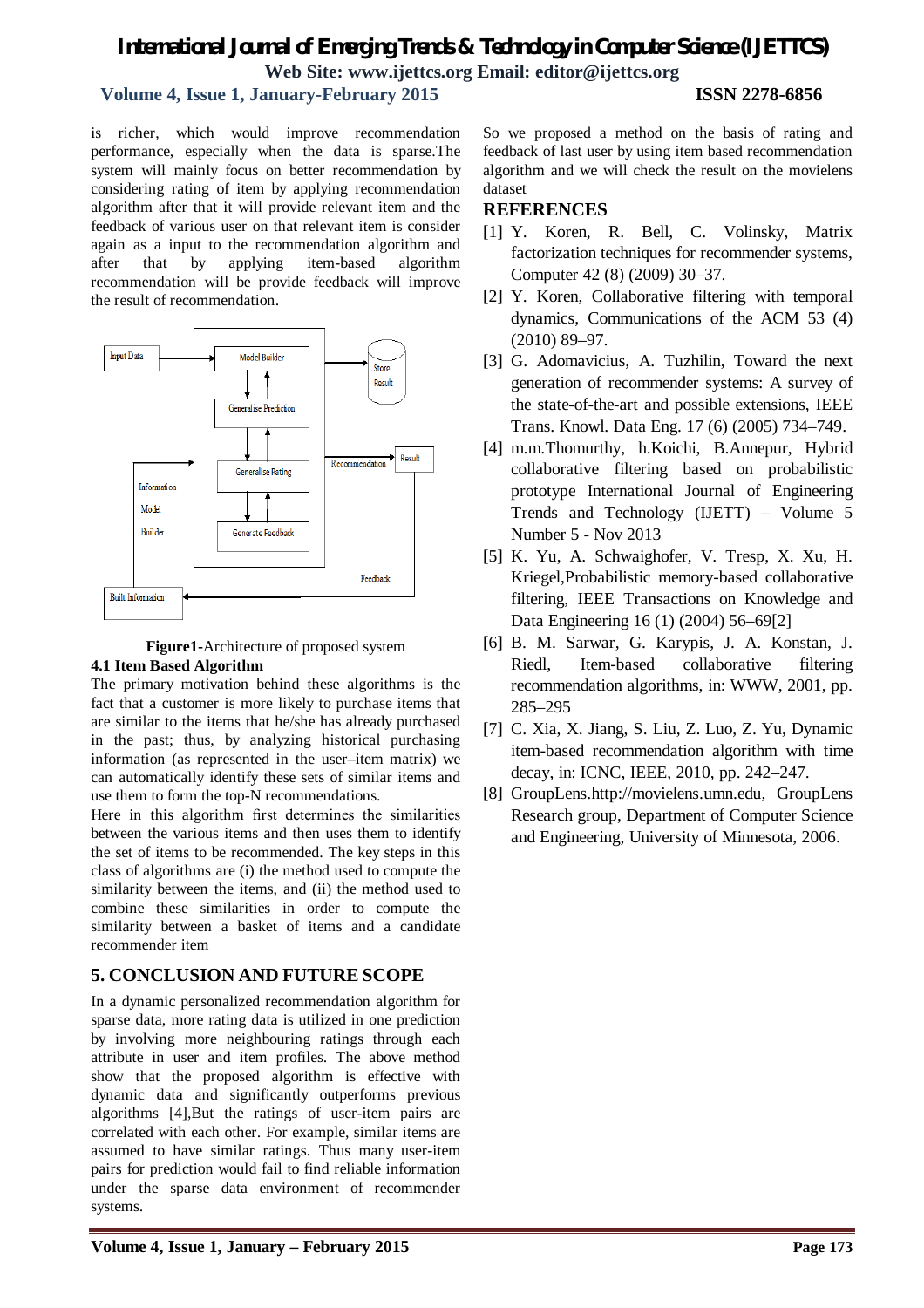is richer, which would improve recommendation performance, especially when the data is sparse.The system will mainly focus on better recommendation by considering rating of item by applying recommendation algorithm after that it will provide relevant item and the feedback of various user on that relevant item is consider again as a input to the recommendation algorithm and after that by applying item-based algorithm recommendation will be provide feedback will improve the result of recommendation.

Input Data

Model Builder

Store Result

Generalise Prediction

Generalise Rating

Recommendation

Result

Information Model Builder

Generate Feedback

Feedback

Built Information

**Figure1**-Architecture of proposed system

### 4.1 Item Based Algorithm

The primary motivation behind these algorithms is the fact that a customer is more likely to purchase items that are similar to the items that he/she has already purchased in the past; thus, by analyzing historical purchasing information (as represented in the user–item matrix) we can automatically identify these sets of similar items and use them to form the top-N recommendations.

Here in this algorithm first determines the similarities between the various items and then uses them to identify the set of items to be recommended. The key steps in this class of algorithms are (i) the method used to compute the similarity between the items, and (ii) the method used to combine these similarities in order to compute the similarity between a basket of items and a candidate recommender item

## 5. CONCLUSION AND FUTURE SCOPE

In a dynamic personalized recommendation algorithm for sparse data, more rating data is utilized in one prediction by involving more neighbouring ratings through each attribute in user and item profiles. The above method show that the proposed algorithm is effective with dynamic data and significantly outperforms previous algorithms [4],But the ratings of user-item pairs are correlated with each other. For example, similar items are assumed to have similar ratings. Thus many user-item pairs for prediction would fail to find reliable information under the sparse data environment of recommender systems.

So we proposed a method on the basis of rating and feedback of last user by using item based recommendation algorithm and we will check the result on the movielens dataset

## REFERENCES

[1] Y. Koren, R. Bell, C. Volinsky, Matrix factorization techniques for recommender systems, Computer 42 (8) (2009) 30–37.

[2] Y. Koren, Collaborative filtering with temporal dynamics, Communications of the ACM 53 (4) (2010) 89–97.

[3] G. Adomavicius, A. Tuzhilin, Toward the next generation of recommender systems: A survey of the state-of-the-art and possible extensions, IEEE Trans. Knowl. Data Eng. 17 (6) (2005) 734–749.

[4] m.m.Thomurthy, h.Koichi, B.Annepur, Hybrid collaborative filtering based on probabilistic prototype International Journal of Engineering Trends and Technology (IJETT) – Volume 5 Number 5 - Nov 2013

[5] K. Yu, A. Schwaighofer, V. Tresp, X. Xu, H. Kriegel,Probabilistic memory-based collaborative filtering, IEEE Transactions on Knowledge and Data Engineering 16 (1) (2004) 56–69[2]

[6] B. M. Sarwar, G. Karypis, J. A. Konstan, J. Riedl, Item-based collaborative filtering recommendation algorithms, in: WWW, 2001, pp. 285–295

[7] C. Xia, X. Jiang, S. Liu, Z. Luo, Z. Yu, Dynamic item-based recommendation algorithm with time decay, in: ICNC, IEEE, 2010, pp. 242–247.

[8] GroupLens.http://movielens.umn.edu, GroupLens Research group, Department of Computer Science and Engineering, University of Minnesota, 2006.